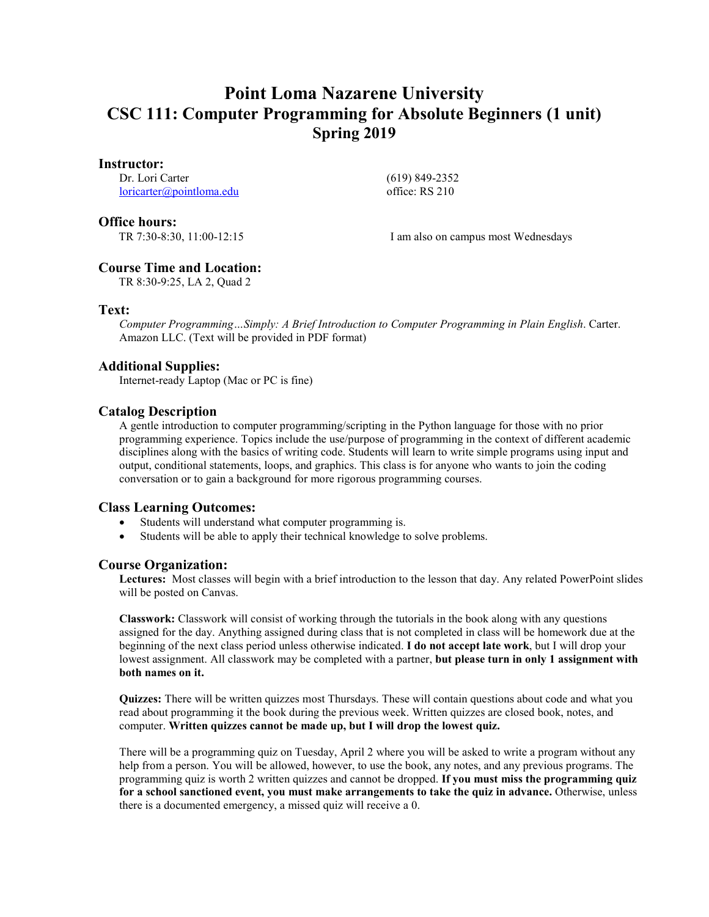# Point Loma Nazarene University
# CSC 111: Computer Programming for Absolute Beginners (1 unit)
# Spring 2019

## Instructor:

Dr. Lori Carter
loricarter@pointloma.edu

(619) 849-2352
office: RS 210

## Office hours:

TR 7:30-8:30, 11:00-12:15

I am also on campus most Wednesdays

## Course Time and Location:

TR 8:30-9:25, LA 2, Quad 2

## Text:

*Computer Programming…Simply: A Brief Introduction to Computer Programming in Plain English*. Carter. Amazon LLC. (Text will be provided in PDF format)

## Additional Supplies:

Internet-ready Laptop (Mac or PC is fine)

## Catalog Description

A gentle introduction to computer programming/scripting in the Python language for those with no prior programming experience. Topics include the use/purpose of programming in the context of different academic disciplines along with the basics of writing code. Students will learn to write simple programs using input and output, conditional statements, loops, and graphics. This class is for anyone who wants to join the coding conversation or to gain a background for more rigorous programming courses.

## Class Learning Outcomes:

- Students will understand what computer programming is.
- Students will be able to apply their technical knowledge to solve problems.

## Course Organization:

**Lectures:** Most classes will begin with a brief introduction to the lesson that day. Any related PowerPoint slides will be posted on Canvas.

**Classwork:** Classwork will consist of working through the tutorials in the book along with any questions assigned for the day. Anything assigned during class that is not completed in class will be homework due at the beginning of the next class period unless otherwise indicated. **I do not accept late work**, but I will drop your lowest assignment. All classwork may be completed with a partner, **but please turn in only 1 assignment with both names on it.**

**Quizzes:** There will be written quizzes most Thursdays. These will contain questions about code and what you read about programming it the book during the previous week. Written quizzes are closed book, notes, and computer. **Written quizzes cannot be made up, but I will drop the lowest quiz.**

There will be a programming quiz on Tuesday, April 2 where you will be asked to write a program without any help from a person. You will be allowed, however, to use the book, any notes, and any previous programs. The programming quiz is worth 2 written quizzes and cannot be dropped. **If you must miss the programming quiz for a school sanctioned event, you must make arrangements to take the quiz in advance.** Otherwise, unless there is a documented emergency, a missed quiz will receive a 0.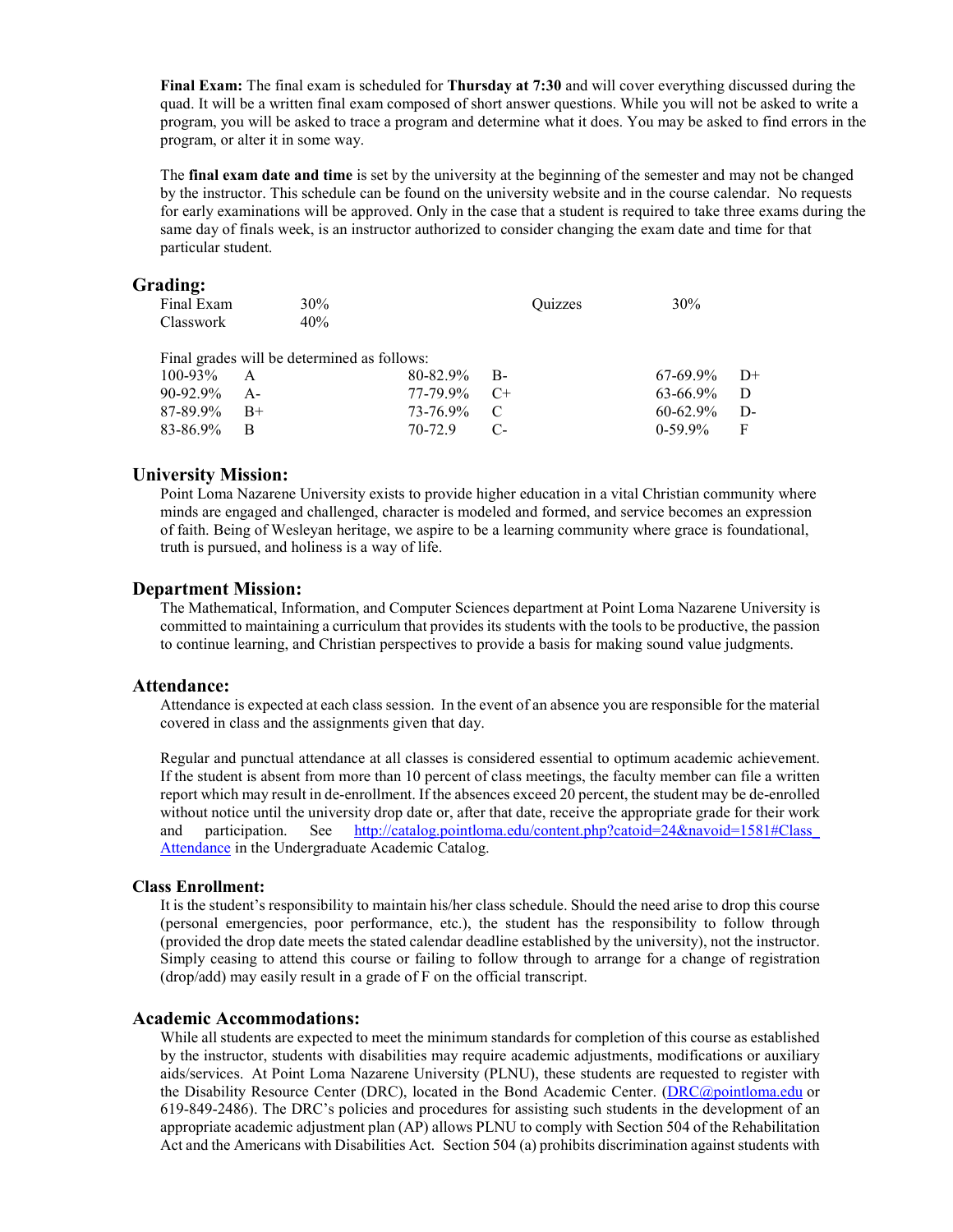**Final Exam:** The final exam is scheduled for **Thursday at 7:30** and will cover everything discussed during the quad. It will be a written final exam composed of short answer questions. While you will not be asked to write a program, you will be asked to trace a program and determine what it does. You may be asked to find errors in the program, or alter it in some way.

The **final exam date and time** is set by the university at the beginning of the semester and may not be changed by the instructor. This schedule can be found on the university website and in the course calendar. No requests for early examinations will be approved. Only in the case that a student is required to take three exams during the same day of finals week, is an instructor authorized to consider changing the exam date and time for that particular student.

## Grading:

| | | | |
|---|---|---|---|
| Final Exam | 30% | Quizzes | 30% |
| Classwork | 40% | | |

Final grades will be determined as follows:

| | | | | | |
|---|---|---|---|---|---|
| 100-93% | A | 80-82.9% | B- | 67-69.9% | D+ |
| 90-92.9% | A- | 77-79.9% | C+ | 63-66.9% | D |
| 87-89.9% | B+ | 73-76.9% | C | 60-62.9% | D- |
| 83-86.9% | B | 70-72.9 | C- | 0-59.9% | F |

## University Mission:

Point Loma Nazarene University exists to provide higher education in a vital Christian community where minds are engaged and challenged, character is modeled and formed, and service becomes an expression of faith. Being of Wesleyan heritage, we aspire to be a learning community where grace is foundational, truth is pursued, and holiness is a way of life.

## Department Mission:

The Mathematical, Information, and Computer Sciences department at Point Loma Nazarene University is committed to maintaining a curriculum that provides its students with the tools to be productive, the passion to continue learning, and Christian perspectives to provide a basis for making sound value judgments.

## Attendance:

Attendance is expected at each class session. In the event of an absence you are responsible for the material covered in class and the assignments given that day.

Regular and punctual attendance at all classes is considered essential to optimum academic achievement. If the student is absent from more than 10 percent of class meetings, the faculty member can file a written report which may result in de-enrollment. If the absences exceed 20 percent, the student may be de-enrolled without notice until the university drop date or, after that date, receive the appropriate grade for their work and participation. See [http://catalog.pointloma.edu/content.php?catoid=24&navoid=1581#Class_Attendance](http://catalog.pointloma.edu/content.php?catoid=24&navoid=1581#Class_Attendance) in the Undergraduate Academic Catalog.

### Class Enrollment:

It is the student's responsibility to maintain his/her class schedule. Should the need arise to drop this course (personal emergencies, poor performance, etc.), the student has the responsibility to follow through (provided the drop date meets the stated calendar deadline established by the university), not the instructor. Simply ceasing to attend this course or failing to follow through to arrange for a change of registration (drop/add) may easily result in a grade of F on the official transcript.

## Academic Accommodations:

While all students are expected to meet the minimum standards for completion of this course as established by the instructor, students with disabilities may require academic adjustments, modifications or auxiliary aids/services. At Point Loma Nazarene University (PLNU), these students are requested to register with the Disability Resource Center (DRC), located in the Bond Academic Center. ([DRC@pointloma.edu](mailto:DRC@pointloma.edu) or 619-849-2486). The DRC's policies and procedures for assisting such students in the development of an appropriate academic adjustment plan (AP) allows PLNU to comply with Section 504 of the Rehabilitation Act and the Americans with Disabilities Act. Section 504 (a) prohibits discrimination against students with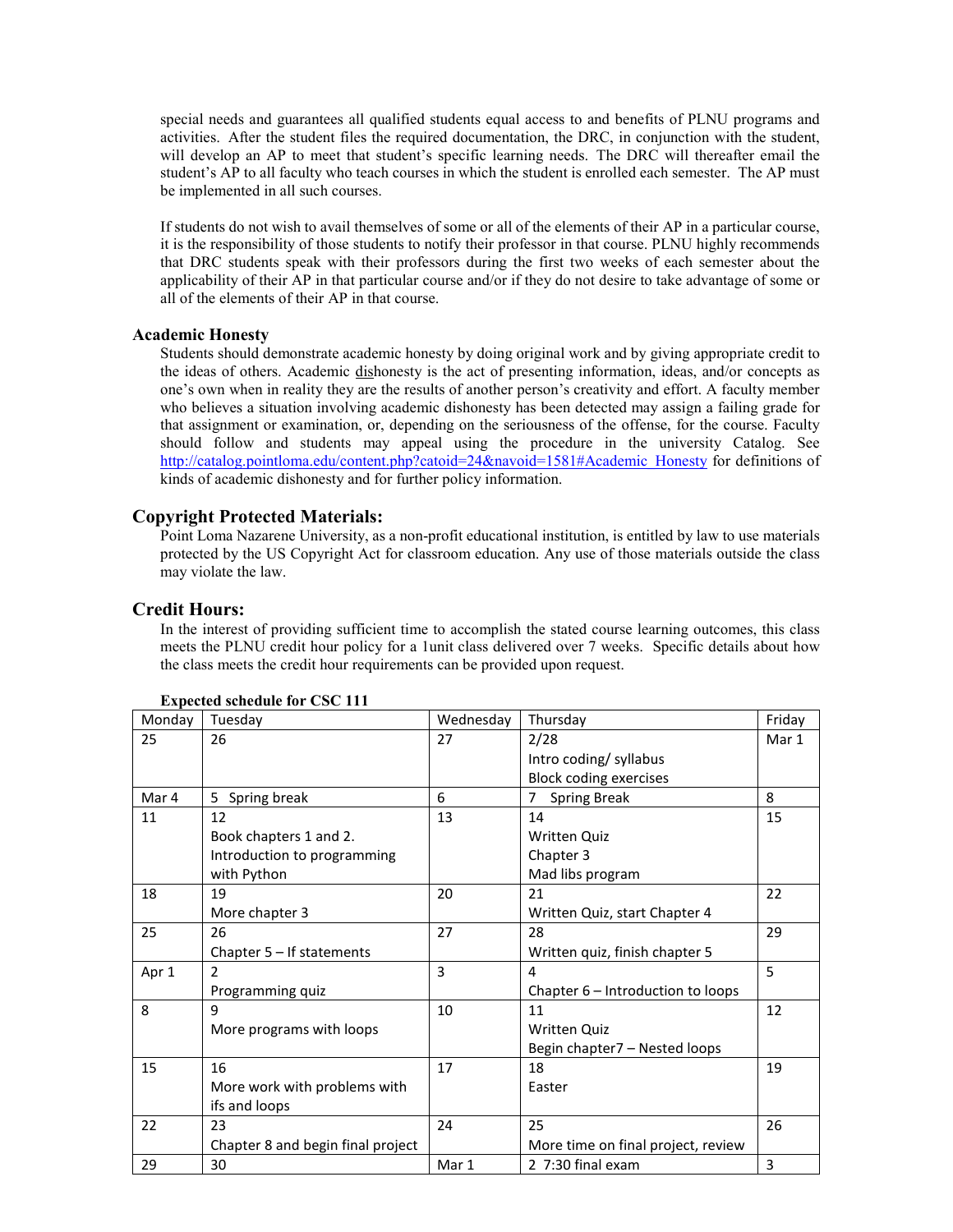special needs and guarantees all qualified students equal access to and benefits of PLNU programs and activities. After the student files the required documentation, the DRC, in conjunction with the student, will develop an AP to meet that student's specific learning needs. The DRC will thereafter email the student's AP to all faculty who teach courses in which the student is enrolled each semester. The AP must be implemented in all such courses.

If students do not wish to avail themselves of some or all of the elements of their AP in a particular course, it is the responsibility of those students to notify their professor in that course. PLNU highly recommends that DRC students speak with their professors during the first two weeks of each semester about the applicability of their AP in that particular course and/or if they do not desire to take advantage of some or all of the elements of their AP in that course.

### Academic Honesty

Students should demonstrate academic honesty by doing original work and by giving appropriate credit to the ideas of others. Academic dishonesty is the act of presenting information, ideas, and/or concepts as one's own when in reality they are the results of another person's creativity and effort. A faculty member who believes a situation involving academic dishonesty has been detected may assign a failing grade for that assignment or examination, or, depending on the seriousness of the offense, for the course. Faculty should follow and students may appeal using the procedure in the university Catalog. See http://catalog.pointloma.edu/content.php?catoid=24&navoid=1581#Academic_Honesty for definitions of kinds of academic dishonesty and for further policy information.

## Copyright Protected Materials:

Point Loma Nazarene University, as a non-profit educational institution, is entitled by law to use materials protected by the US Copyright Act for classroom education. Any use of those materials outside the class may violate the law.

## Credit Hours:

In the interest of providing sufficient time to accomplish the stated course learning outcomes, this class meets the PLNU credit hour policy for a 1unit class delivered over 7 weeks. Specific details about how the class meets the credit hour requirements can be provided upon request.

**Expected schedule for CSC 111**

| Monday | Tuesday | Wednesday | Thursday | Friday |
|---|---|---|---|---|
| 25 | 26 | 27 | 2/28<br>Intro coding/ syllabus<br>Block coding exercises | Mar 1 |
| Mar 4 | 5 Spring break | 6 | 7 Spring Break | 8 |
| 11 | 12<br>Book chapters 1 and 2.<br>Introduction to programming with Python | 13 | 14<br>Written Quiz<br>Chapter 3<br>Mad libs program | 15 |
| 18 | 19<br>More chapter 3 | 20 | 21<br>Written Quiz, start Chapter 4 | 22 |
| 25 | 26<br>Chapter 5 – If statements | 27 | 28<br>Written quiz, finish chapter 5 | 29 |
| Apr 1 | 2<br>Programming quiz | 3 | 4<br>Chapter 6 – Introduction to loops | 5 |
| 8 | 9<br>More programs with loops | 10 | 11<br>Written Quiz<br>Begin chapter7 – Nested loops | 12 |
| 15 | 16<br>More work with problems with ifs and loops | 17 | 18<br>Easter | 19 |
| 22 | 23<br>Chapter 8 and begin final project | 24 | 25<br>More time on final project, review | 26 |
| 29 | 30 | Mar 1 | 2 7:30 final exam | 3 |